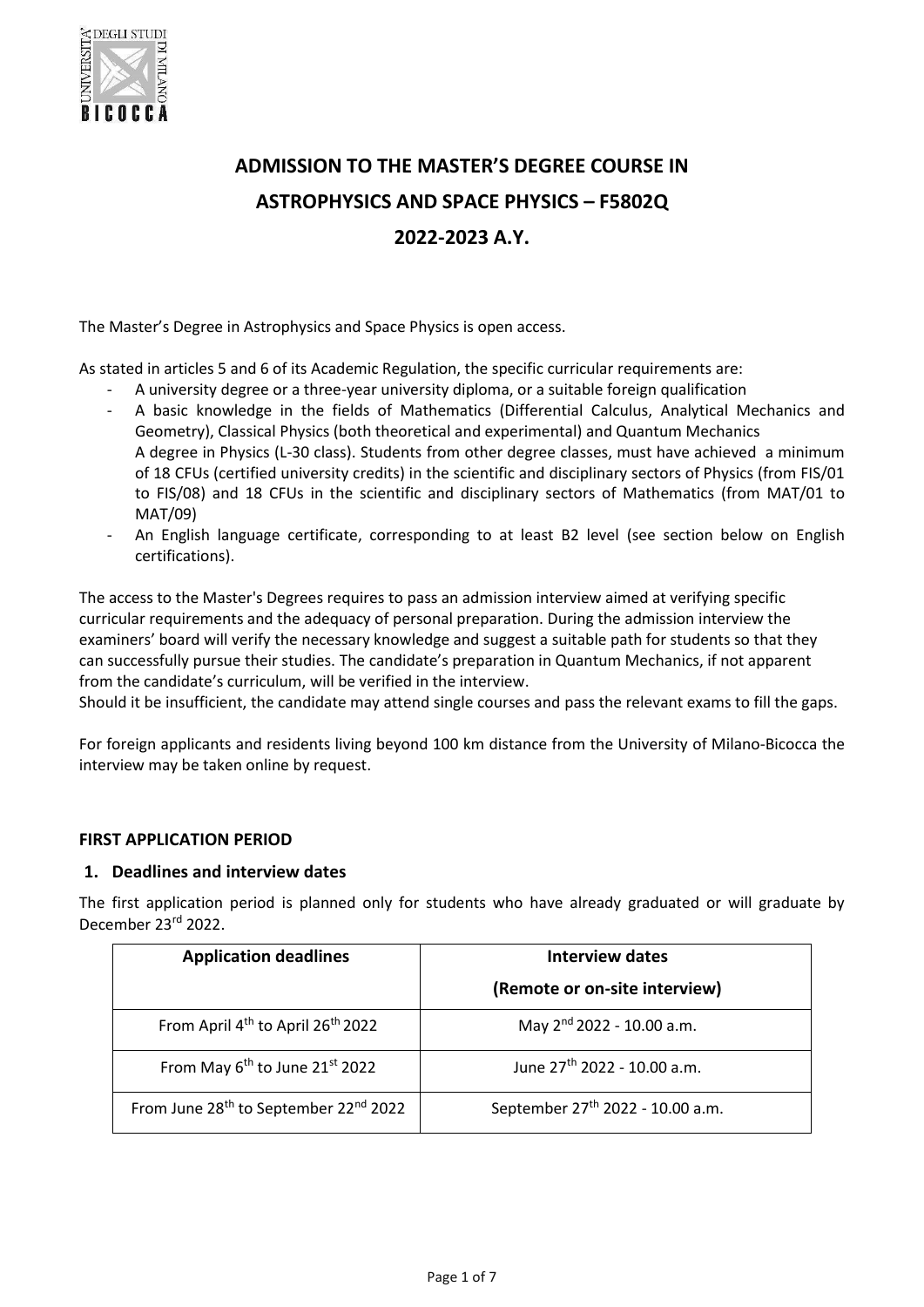# ADMISSION TO THE MASTER'S DEGREE COURSE IN ASTROPHYSICS AND SPACE PHYSICS – F5802Q

# 2022-2023 A.Y.

The Master's Degree in Astrophysics and Space Physics is open access.

As stated in articles 5 and 6 of its Academic Regulation, the specific curricular requirements are:

- A university degree or a three-year university diploma, or a suitable foreign qualification
- A basic knowledge in the fields of Mathematics (Differential Calculus, Analytical Mechanics and Geometry), Classical Physics (both theoretical and experimental) and Quantum Mechanics
  A degree in Physics (L-30 class). Students from other degree classes, must have achieved a minimum of 18 CFUs (certified university credits) in the scientific and disciplinary sectors of Physics (from FIS/01 to FIS/08) and 18 CFUs in the scientific and disciplinary sectors of Mathematics (from MAT/01 to MAT/09)
- An English language certificate, corresponding to at least B2 level (see section below on English certifications).

The access to the Master's Degrees requires to pass an admission interview aimed at verifying specific curricular requirements and the adequacy of personal preparation. During the admission interview the examiners' board will verify the necessary knowledge and suggest a suitable path for students so that they can successfully pursue their studies. The candidate's preparation in Quantum Mechanics, if not apparent from the candidate's curriculum, will be verified in the interview.
Should it be insufficient, the candidate may attend single courses and pass the relevant exams to fill the gaps.

For foreign applicants and residents living beyond 100 km distance from the University of Milano-Bicocca the interview may be taken online by request.

## FIRST APPLICATION PERIOD

### 1. Deadlines and interview dates

The first application period is planned only for students who have already graduated or will graduate by December 23rd 2022.

| Application deadlines | Interview dates (Remote or on-site interview) |
| --- | --- |
| From April 4th to April 26th 2022 | May 2nd 2022 - 10.00 a.m. |
| From May 6th to June 21st 2022 | June 27th 2022 - 10.00 a.m. |
| From June 28th to September 22nd 2022 | September 27th 2022 - 10.00 a.m. |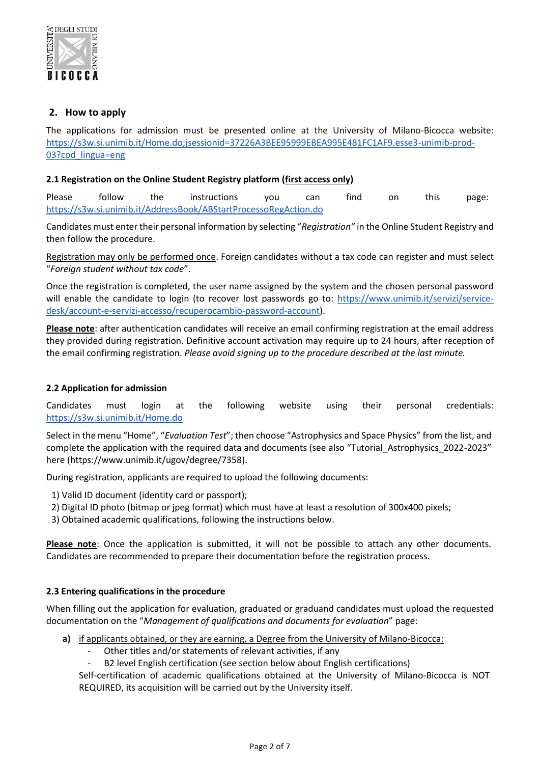## 2. How to apply

The applications for admission must be presented online at the University of Milano-Bicocca website: https://s3w.si.unimib.it/Home.do;jsessionid=37226A3BEE95999EBEA995E481FC1AF9.esse3-unimib-prod-03?cod_lingua=eng

### 2.1 Registration on the Online Student Registry platform (first access only)

Please follow the instructions you can find on this page: https://s3w.si.unimib.it/AddressBook/ABStartProcessoRegAction.do

Candidates must enter their personal information by selecting "*Registration"* in the Online Student Registry and then follow the procedure.

Registration may only be performed once. Foreign candidates without a tax code can register and must select "*Foreign student without tax code*".

Once the registration is completed, the user name assigned by the system and the chosen personal password will enable the candidate to login (to recover lost passwords go to: https://www.unimib.it/servizi/service-desk/account-e-servizi-accesso/recuperocambio-password-account).

**Please note**: after authentication candidates will receive an email confirming registration at the email address they provided during registration. Definitive account activation may require up to 24 hours, after reception of the email confirming registration. *Please avoid signing up to the procedure described at the last minute.*

### 2.2 Application for admission

Candidates must login at the following website using their personal credentials: https://s3w.si.unimib.it/Home.do

Select in the menu "Home", "*Evaluation Test*"; then choose "Astrophysics and Space Physics" from the list, and complete the application with the required data and documents (see also "Tutorial_Astrophysics_2022-2023" here (https://www.unimib.it/ugov/degree/7358).

During registration, applicants are required to upload the following documents:

1) Valid ID document (identity card or passport);
2) Digital ID photo (bitmap or jpeg format) which must have at least a resolution of 300x400 pixels;
3) Obtained academic qualifications, following the instructions below.

**Please note**: Once the application is submitted, it will not be possible to attach any other documents. Candidates are recommended to prepare their documentation before the registration process.

### 2.3 Entering qualifications in the procedure

When filling out the application for evaluation, graduated or graduand candidates must upload the requested documentation on the "*Management of qualifications and documents for evaluation*" page:

**a)** if applicants obtained, or they are earning, a Degree from the University of Milano-Bicocca:
   - Other titles and/or statements of relevant activities, if any
   - B2 level English certification (see section below about English certifications)

   Self-certification of academic qualifications obtained at the University of Milano-Bicocca is NOT REQUIRED, its acquisition will be carried out by the University itself.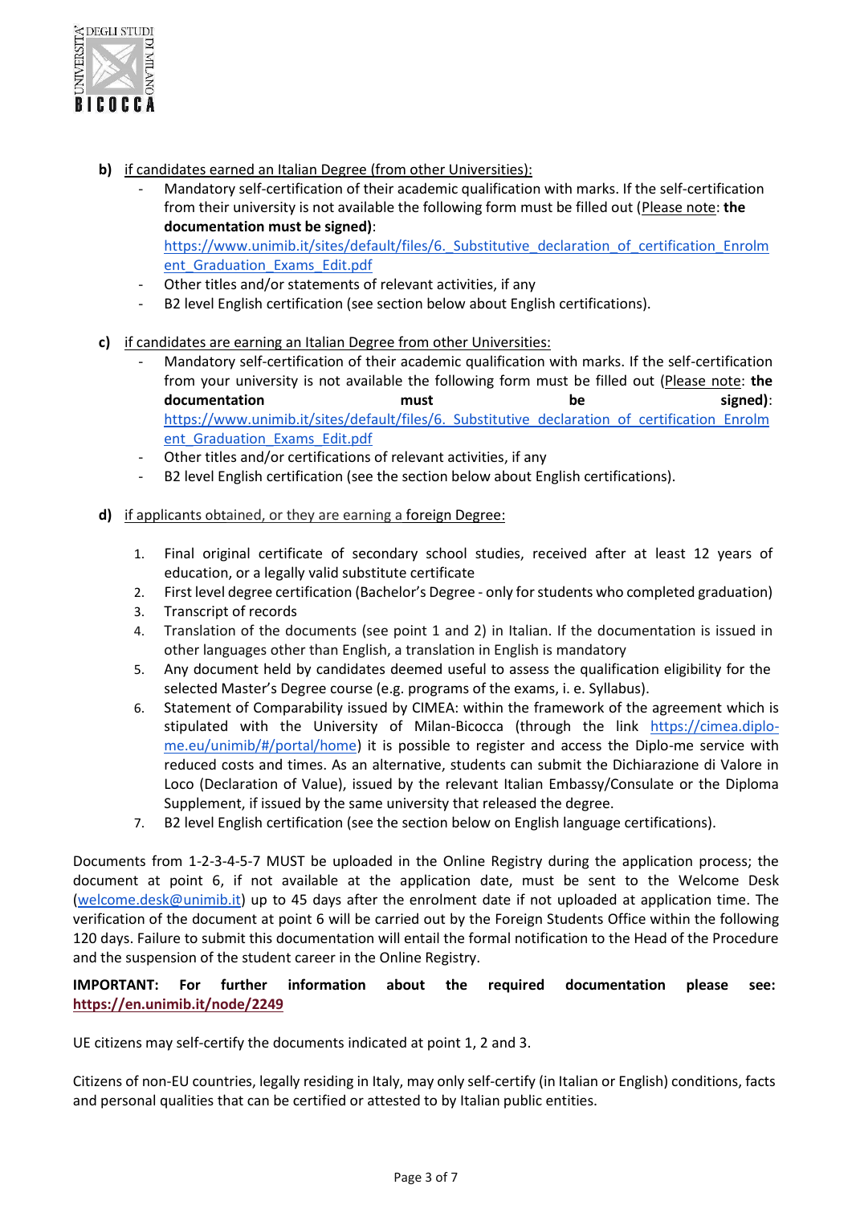**b)** if candidates earned an Italian Degree (from other Universities):

- Mandatory self-certification of their academic qualification with marks. If the self-certification from their university is not available the following form must be filled out (Please note: **the documentation must be signed)**: https://www.unimib.it/sites/default/files/6._Substitutive_declaration_of_certification_Enrolment_Graduation_Exams_Edit.pdf
- Other titles and/or statements of relevant activities, if any
- B2 level English certification (see section below about English certifications).

**c)** if candidates are earning an Italian Degree from other Universities:

- Mandatory self-certification of their academic qualification with marks. If the self-certification from your university is not available the following form must be filled out (Please note: **the documentation must be signed)**: https://www.unimib.it/sites/default/files/6._Substitutive_declaration_of_certification_Enrolment_Graduation_Exams_Edit.pdf
- Other titles and/or certifications of relevant activities, if any
- B2 level English certification (see the section below about English certifications).

**d)** if applicants obtained, or they are earning a foreign Degree:

1. Final original certificate of secondary school studies, received after at least 12 years of education, or a legally valid substitute certificate
2. First level degree certification (Bachelor's Degree - only for students who completed graduation)
3. Transcript of records
4. Translation of the documents (see point 1 and 2) in Italian. If the documentation is issued in other languages other than English, a translation in English is mandatory
5. Any document held by candidates deemed useful to assess the qualification eligibility for the selected Master's Degree course (e.g. programs of the exams, i. e. Syllabus).
6. Statement of Comparability issued by CIMEA: within the framework of the agreement which is stipulated with the University of Milan-Bicocca (through the link https://cimea.diplo-me.eu/unimib/#/portal/home) it is possible to register and access the Diplo-me service with reduced costs and times. As an alternative, students can submit the Dichiarazione di Valore in Loco (Declaration of Value), issued by the relevant Italian Embassy/Consulate or the Diploma Supplement, if issued by the same university that released the degree.
7. B2 level English certification (see the section below on English language certifications).

Documents from 1-2-3-4-5-7 MUST be uploaded in the Online Registry during the application process; the document at point 6, if not available at the application date, must be sent to the Welcome Desk (welcome.desk@unimib.it) up to 45 days after the enrolment date if not uploaded at application time. The verification of the document at point 6 will be carried out by the Foreign Students Office within the following 120 days. Failure to submit this documentation will entail the formal notification to the Head of the Procedure and the suspension of the student career in the Online Registry.

**IMPORTANT: For further information about the required documentation please see: https://en.unimib.it/node/2249**

UE citizens may self-certify the documents indicated at point 1, 2 and 3.

Citizens of non-EU countries, legally residing in Italy, may only self-certify (in Italian or English) conditions, facts and personal qualities that can be certified or attested to by Italian public entities.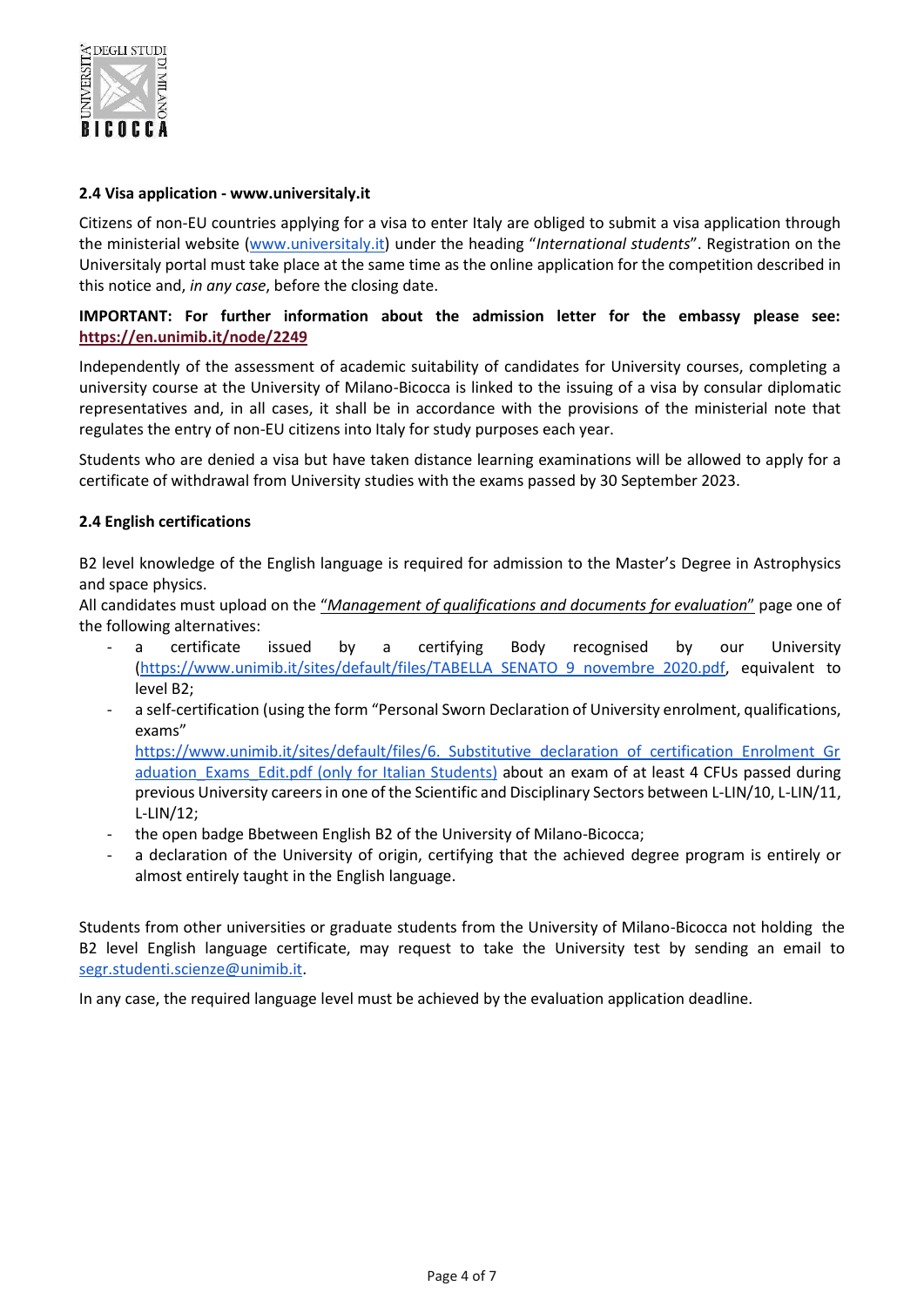#### 2.4 Visa application - www.universitaly.it

Citizens of non-EU countries applying for a visa to enter Italy are obliged to submit a visa application through the ministerial website (www.universitaly.it) under the heading "*International students*". Registration on the Universitaly portal must take place at the same time as the online application for the competition described in this notice and, *in any case*, before the closing date.

**IMPORTANT: For further information about the admission letter for the embassy please see: https://en.unimib.it/node/2249**

Independently of the assessment of academic suitability of candidates for University courses, completing a university course at the University of Milano-Bicocca is linked to the issuing of a visa by consular diplomatic representatives and, in all cases, it shall be in accordance with the provisions of the ministerial note that regulates the entry of non-EU citizens into Italy for study purposes each year.

Students who are denied a visa but have taken distance learning examinations will be allowed to apply for a certificate of withdrawal from University studies with the exams passed by 30 September 2023.

#### 2.4 English certifications

B2 level knowledge of the English language is required for admission to the Master's Degree in Astrophysics and space physics.
All candidates must upload on the "*Management of qualifications and documents for evaluation*" page one of the following alternatives:

- a certificate issued by a certifying Body recognised by our University (https://www.unimib.it/sites/default/files/TABELLA_SENATO_9_novembre_2020.pdf, equivalent to level B2;
- a self-certification (using the form "Personal Sworn Declaration of University enrolment, qualifications, exams" https://www.unimib.it/sites/default/files/6._Substitutive_declaration_of_certification_Enrolment_Graduation_Exams_Edit.pdf (only for Italian Students) about an exam of at least 4 CFUs passed during previous University careers in one of the Scientific and Disciplinary Sectors between L-LIN/10, L-LIN/11, L-LIN/12;
- the open badge Bbetween English B2 of the University of Milano-Bicocca;
- a declaration of the University of origin, certifying that the achieved degree program is entirely or almost entirely taught in the English language.

Students from other universities or graduate students from the University of Milano-Bicocca not holding the B2 level English language certificate, may request to take the University test by sending an email to segr.studenti.scienze@unimib.it.

In any case, the required language level must be achieved by the evaluation application deadline.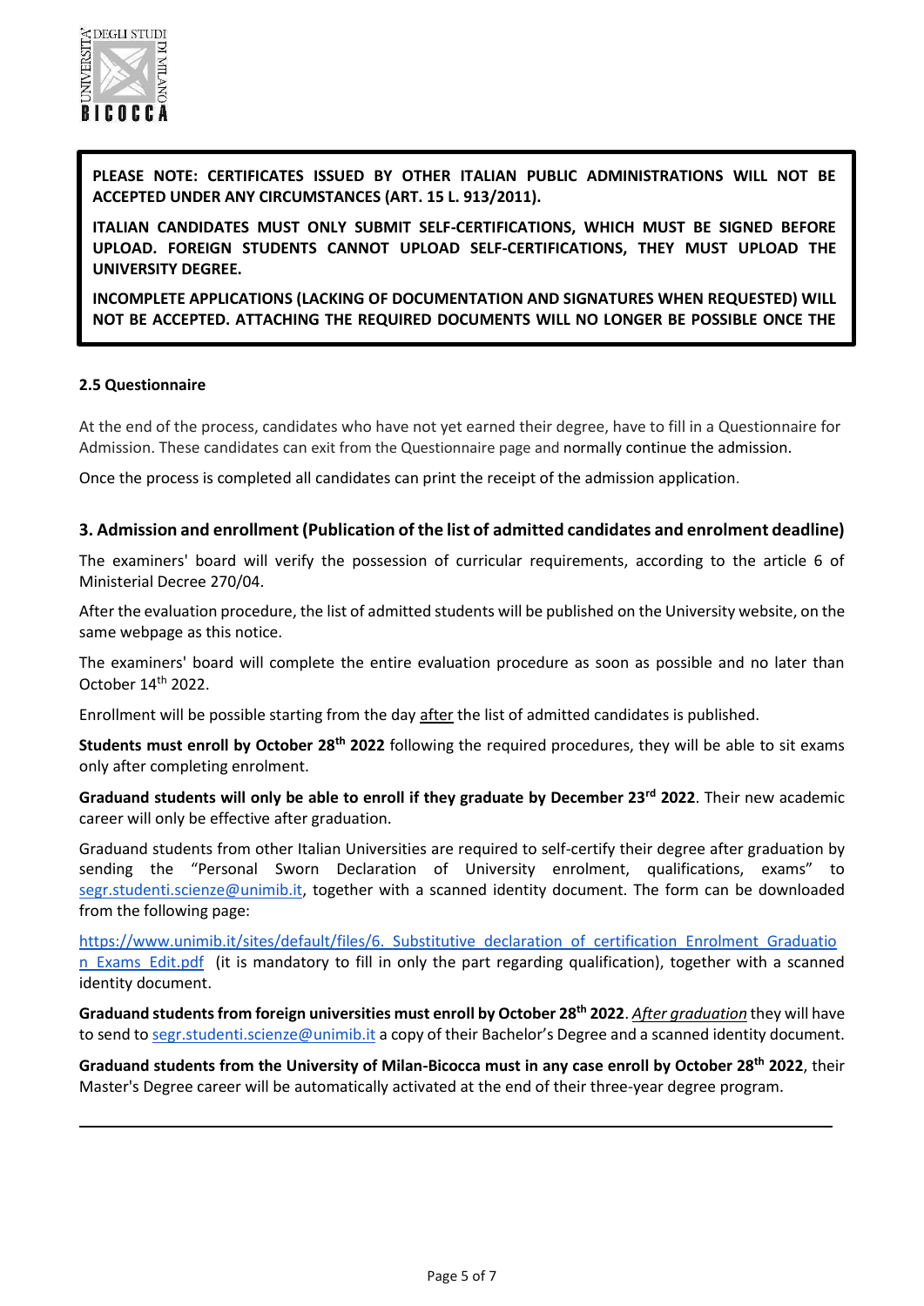**PLEASE NOTE: CERTIFICATES ISSUED BY OTHER ITALIAN PUBLIC ADMINISTRATIONS WILL NOT BE ACCEPTED UNDER ANY CIRCUMSTANCES (ART. 15 L. 913/2011).**

**ITALIAN CANDIDATES MUST ONLY SUBMIT SELF-CERTIFICATIONS, WHICH MUST BE SIGNED BEFORE UPLOAD. FOREIGN STUDENTS CANNOT UPLOAD SELF-CERTIFICATIONS, THEY MUST UPLOAD THE UNIVERSITY DEGREE.**

**INCOMPLETE APPLICATIONS (LACKING OF DOCUMENTATION AND SIGNATURES WHEN REQUESTED) WILL NOT BE ACCEPTED. ATTACHING THE REQUIRED DOCUMENTS WILL NO LONGER BE POSSIBLE ONCE THE**

#### 2.5 Questionnaire

At the end of the process, candidates who have not yet earned their degree, have to fill in a Questionnaire for Admission. These candidates can exit from the Questionnaire page and normally continue the admission.

Once the process is completed all candidates can print the receipt of the admission application.

### 3. Admission and enrollment (Publication of the list of admitted candidates and enrolment deadline)

The examiners' board will verify the possession of curricular requirements, according to the article 6 of Ministerial Decree 270/04.

After the evaluation procedure, the list of admitted students will be published on the University website, on the same webpage as this notice.

The examiners' board will complete the entire evaluation procedure as soon as possible and no later than October 14th 2022.

Enrollment will be possible starting from the day <u>after</u> the list of admitted candidates is published.

**Students must enroll by October 28th 2022** following the required procedures, they will be able to sit exams only after completing enrolment.

**Graduand students will only be able to enroll if they graduate by December 23rd 2022**. Their new academic career will only be effective after graduation.

Graduand students from other Italian Universities are required to self-certify their degree after graduation by sending the "Personal Sworn Declaration of University enrolment, qualifications, exams" to segr.studenti.scienze@unimib.it, together with a scanned identity document. The form can be downloaded from the following page:

https://www.unimib.it/sites/default/files/6._Substitutive_declaration_of_certification_Enrolment_Graduation_Exams_Edit.pdf (it is mandatory to fill in only the part regarding qualification), together with a scanned identity document.

**Graduand students from foreign universities must enroll by October 28th 2022**. *<u>After graduation</u>* they will have to send to segr.studenti.scienze@unimib.it a copy of their Bachelor's Degree and a scanned identity document.

**Graduand students from the University of Milan-Bicocca must in any case enroll by October 28th 2022**, their Master's Degree career will be automatically activated at the end of their three-year degree program.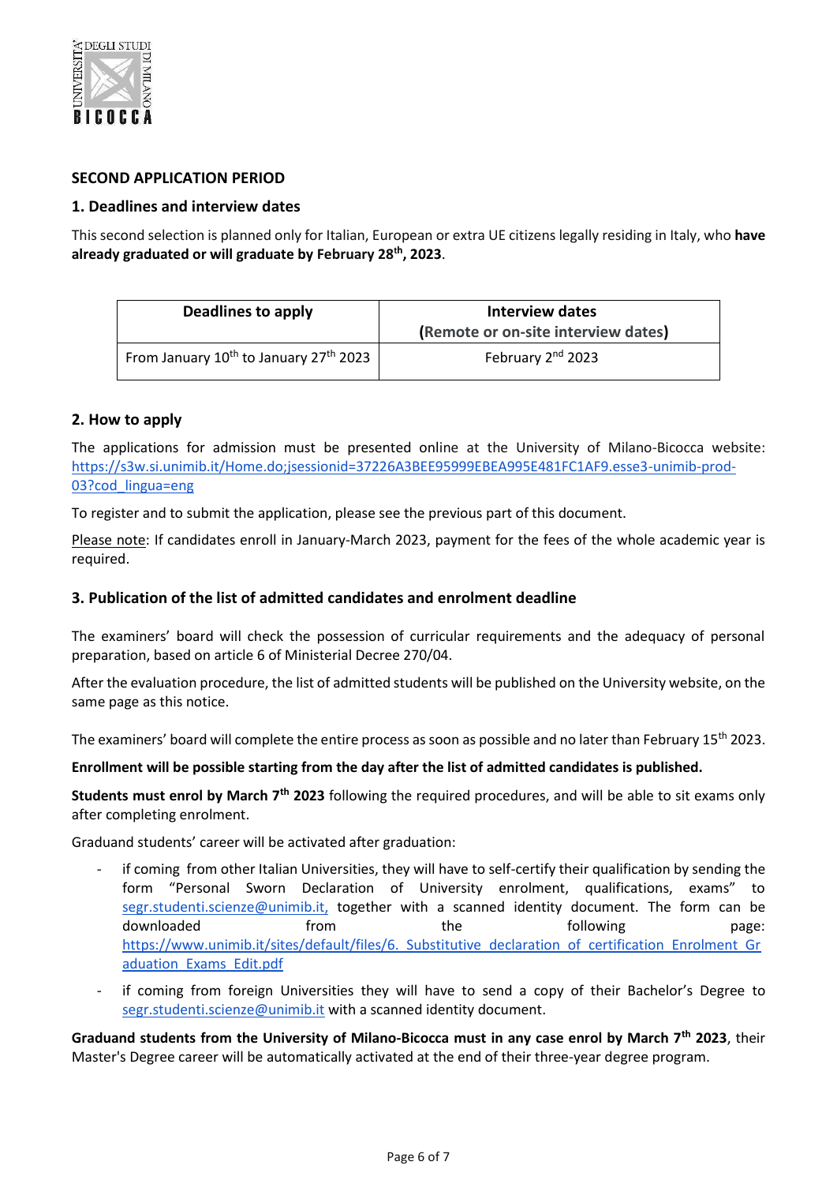## SECOND APPLICATION PERIOD

### 1. Deadlines and interview dates

This second selection is planned only for Italian, European or extra UE citizens legally residing in Italy, who **have already graduated or will graduate by February 28th, 2023**.

| Deadlines to apply | Interview dates (Remote or on-site interview dates) |
|---|---|
| From January 10th to January 27th 2023 | February 2nd 2023 |

### 2. How to apply

The applications for admission must be presented online at the University of Milano-Bicocca website: https://s3w.si.unimib.it/Home.do;jsessionid=37226A3BEE95999EBEA995E481FC1AF9.esse3-unimib-prod-03?cod_lingua=eng

To register and to submit the application, please see the previous part of this document.

Please note: If candidates enroll in January-March 2023, payment for the fees of the whole academic year is required.

### 3. Publication of the list of admitted candidates and enrolment deadline

The examiners' board will check the possession of curricular requirements and the adequacy of personal preparation, based on article 6 of Ministerial Decree 270/04.

After the evaluation procedure, the list of admitted students will be published on the University website, on the same page as this notice.

The examiners' board will complete the entire process as soon as possible and no later than February 15th 2023.

**Enrollment will be possible starting from the day after the list of admitted candidates is published.**

**Students must enrol by March 7th 2023** following the required procedures, and will be able to sit exams only after completing enrolment.

Graduand students' career will be activated after graduation:

- if coming from other Italian Universities, they will have to self-certify their qualification by sending the form "Personal Sworn Declaration of University enrolment, qualifications, exams" to segr.studenti.scienze@unimib.it, together with a scanned identity document. The form can be downloaded from the following page: https://www.unimib.it/sites/default/files/6._Substitutive_declaration_of_certification_Enrolment_Graduation_Exams_Edit.pdf
- if coming from foreign Universities they will have to send a copy of their Bachelor's Degree to segr.studenti.scienze@unimib.it with a scanned identity document.

**Graduand students from the University of Milano-Bicocca must in any case enrol by March 7th 2023**, their Master's Degree career will be automatically activated at the end of their three-year degree program.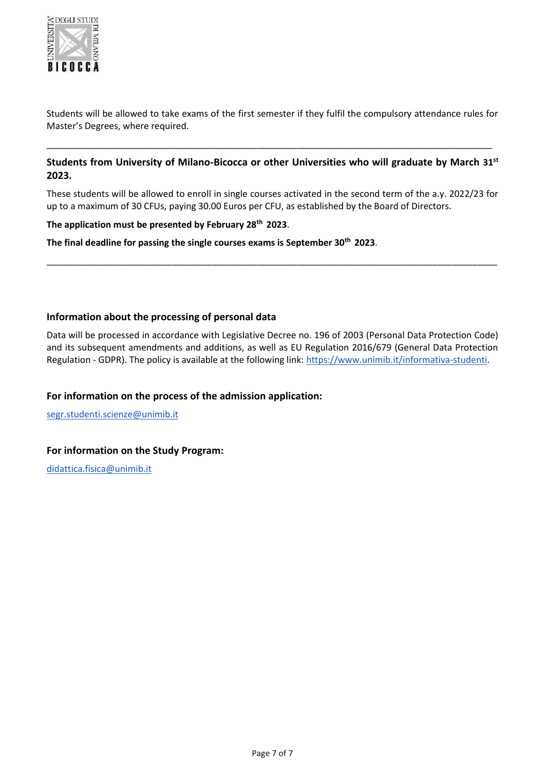Students will be allowed to take exams of the first semester if they fulfil the compulsory attendance rules for Master's Degrees, where required.

---

**Students from University of Milano-Bicocca or other Universities who will graduate by March 31st 2023.**

These students will be allowed to enroll in single courses activated in the second term of the a.y. 2022/23 for up to a maximum of 30 CFUs, paying 30.00 Euros per CFU, as established by the Board of Directors.

**The application must be presented by February 28th 2023**.

**The final deadline for passing the single courses exams is September 30th 2023**.

---

### Information about the processing of personal data

Data will be processed in accordance with Legislative Decree no. 196 of 2003 (Personal Data Protection Code) and its subsequent amendments and additions, as well as EU Regulation 2016/679 (General Data Protection Regulation - GDPR). The policy is available at the following link: https://www.unimib.it/informativa-studenti.

### For information on the process of the admission application:

segr.studenti.scienze@unimib.it

### For information on the Study Program:

didattica.fisica@unimib.it